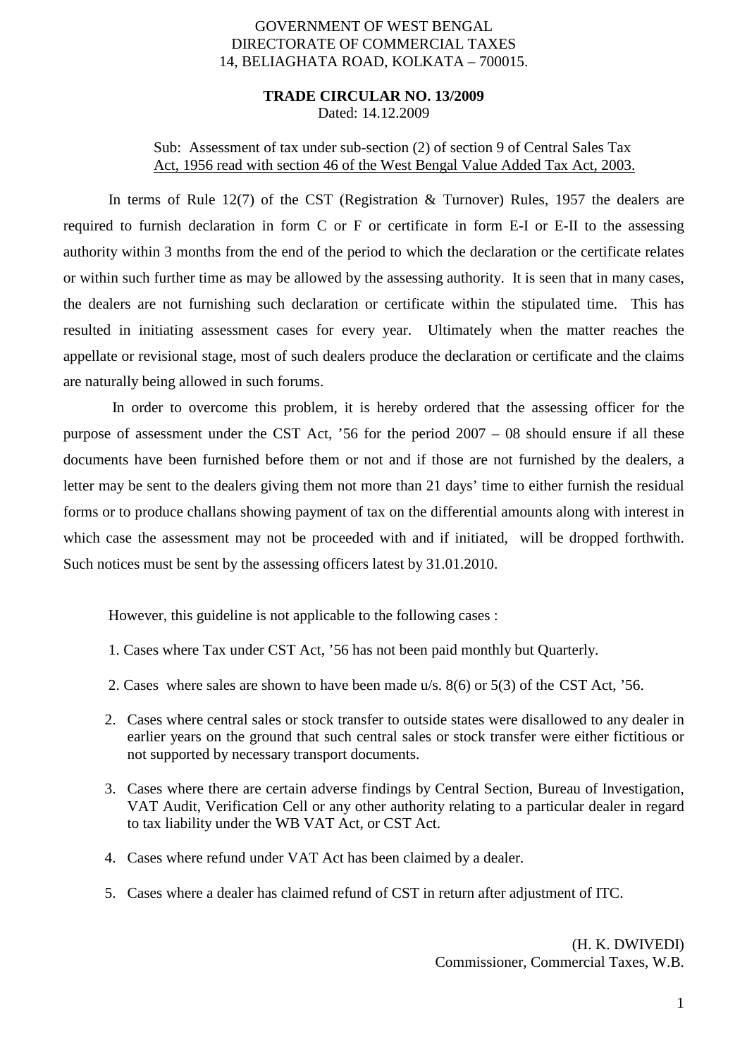GOVERNMENT OF WEST BENGAL
DIRECTORATE OF COMMERCIAL TAXES
14, BELIAGHATA ROAD, KOLKATA – 700015.

**TRADE CIRCULAR NO. 13/2009**
Dated: 14.12.2009

Sub: Assessment of tax under sub-section (2) of section 9 of Central Sales Tax Act, 1956 read with section 46 of the West Bengal Value Added Tax Act, 2003.

In terms of Rule 12(7) of the CST (Registration & Turnover) Rules, 1957 the dealers are required to furnish declaration in form C or F or certificate in form E-I or E-II to the assessing authority within 3 months from the end of the period to which the declaration or the certificate relates or within such further time as may be allowed by the assessing authority. It is seen that in many cases, the dealers are not furnishing such declaration or certificate within the stipulated time. This has resulted in initiating assessment cases for every year. Ultimately when the matter reaches the appellate or revisional stage, most of such dealers produce the declaration or certificate and the claims are naturally being allowed in such forums.

In order to overcome this problem, it is hereby ordered that the assessing officer for the purpose of assessment under the CST Act, '56 for the period 2007 – 08 should ensure if all these documents have been furnished before them or not and if those are not furnished by the dealers, a letter may be sent to the dealers giving them not more than 21 days' time to either furnish the residual forms or to produce challans showing payment of tax on the differential amounts along with interest in which case the assessment may not be proceeded with and if initiated, will be dropped forthwith. Such notices must be sent by the assessing officers latest by 31.01.2010.

However, this guideline is not applicable to the following cases :

1. Cases where Tax under CST Act, '56 has not been paid monthly but Quarterly.

2. Cases where sales are shown to have been made u/s. 8(6) or 5(3) of the CST Act, '56.

2. Cases where central sales or stock transfer to outside states were disallowed to any dealer in earlier years on the ground that such central sales or stock transfer were either fictitious or not supported by necessary transport documents.

3. Cases where there are certain adverse findings by Central Section, Bureau of Investigation, VAT Audit, Verification Cell or any other authority relating to a particular dealer in regard to tax liability under the WB VAT Act, or CST Act.

4. Cases where refund under VAT Act has been claimed by a dealer.

5. Cases where a dealer has claimed refund of CST in return after adjustment of ITC.

(H. K. DWIVEDI)
Commissioner, Commercial Taxes, W.B.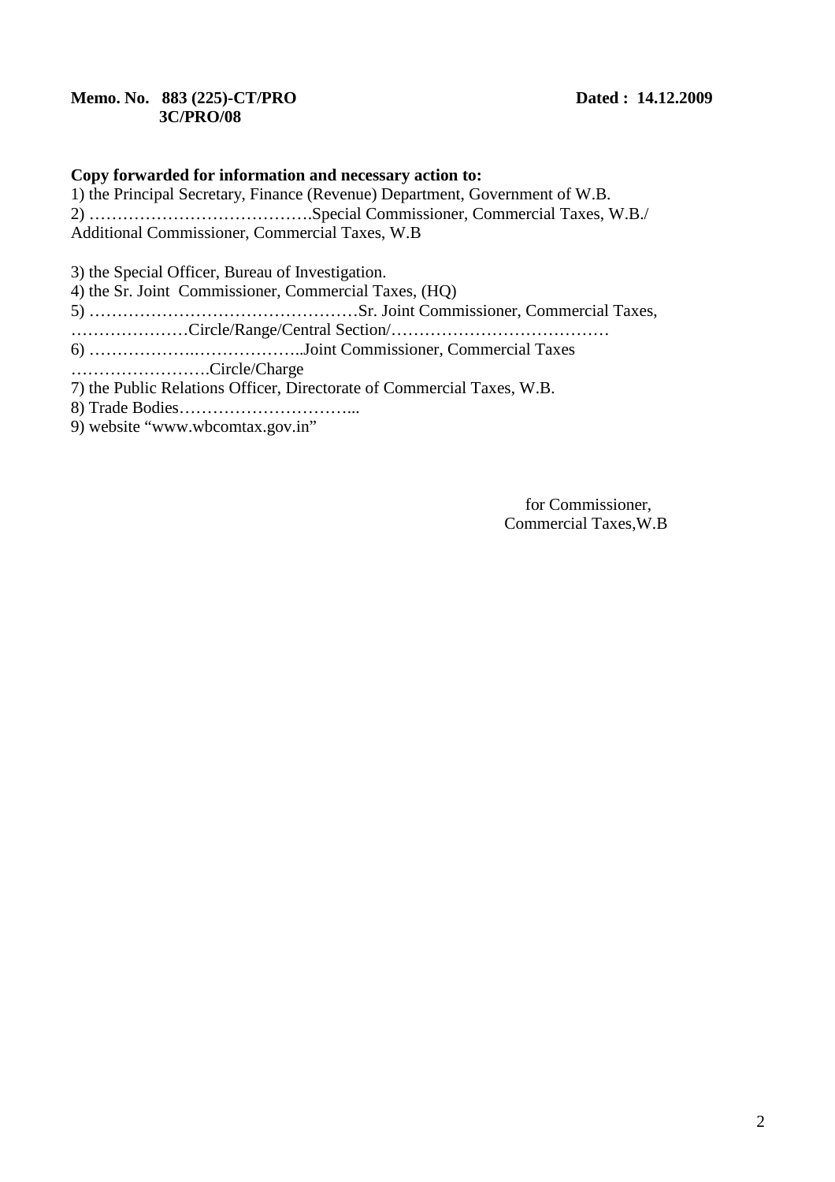**Memo. No. 883 (225)-CT/PRO** **Dated : 14.12.2009**
**3C/PRO/08**

**Copy forwarded for information and necessary action to:**

1) the Principal Secretary, Finance (Revenue) Department, Government of W.B.
2) ………………………………….Special Commissioner, Commercial Taxes, W.B./ Additional Commissioner, Commercial Taxes, W.B

3) the Special Officer, Bureau of Investigation.
4) the Sr. Joint Commissioner, Commercial Taxes, (HQ)
5) …………………………………………Sr. Joint Commissioner, Commercial Taxes, …………………Circle/Range/Central Section/…………………………………
6) ………………..………………..Joint Commissioner, Commercial Taxes …………………….Circle/Charge
7) the Public Relations Officer, Directorate of Commercial Taxes, W.B.
8) Trade Bodies…………………………...
9) website "www.wbcomtax.gov.in"

for Commissioner,
Commercial Taxes,W.B